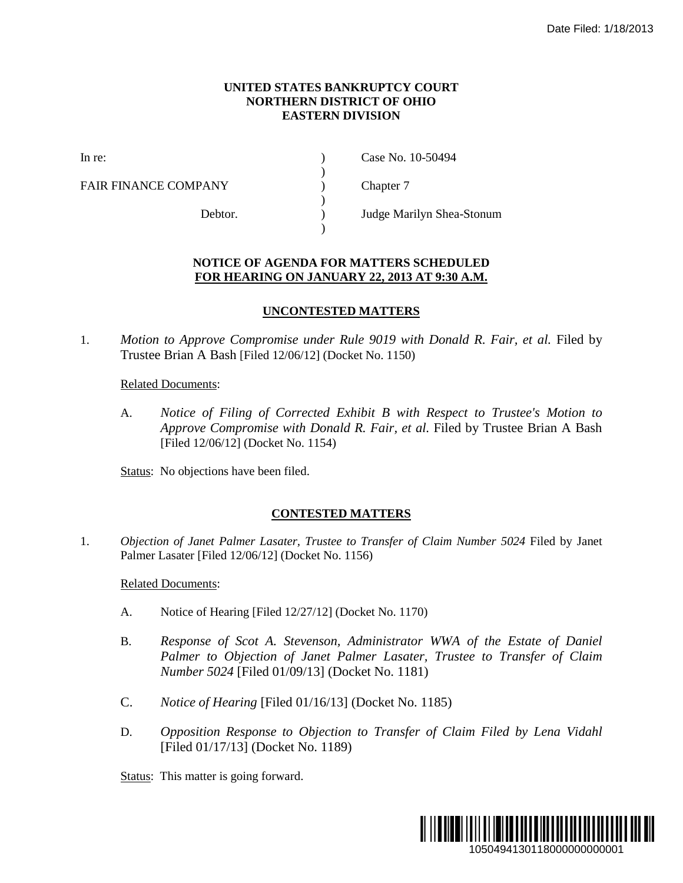Date Filed: 1/18/2013

**UNITED STATES BANKRUPTCY COURT**
**NORTHERN DISTRICT OF OHIO**
**EASTERN DIVISION**

| | | |
|---|---|---|
| In re: | ) | Case No. 10-50494 |
| | ) | |
| FAIR FINANCE COMPANY | ) | Chapter 7 |
| | ) | |
| Debtor. | ) | Judge Marilyn Shea-Stonum |
| | ) | |

**NOTICE OF AGENDA FOR MATTERS SCHEDULED**
**FOR HEARING ON JANUARY 22, 2013 AT 9:30 A.M.**

## UNCONTESTED MATTERS

1. *Motion to Approve Compromise under Rule 9019 with Donald R. Fair, et al.* Filed by Trustee Brian A Bash [Filed 12/06/12] (Docket No. 1150)

   Related Documents:

   A. *Notice of Filing of Corrected Exhibit B with Respect to Trustee's Motion to Approve Compromise with Donald R. Fair, et al.* Filed by Trustee Brian A Bash [Filed 12/06/12] (Docket No. 1154)

   Status: No objections have been filed.

## CONTESTED MATTERS

1. *Objection of Janet Palmer Lasater, Trustee to Transfer of Claim Number 5024* Filed by Janet Palmer Lasater [Filed 12/06/12] (Docket No. 1156)

   Related Documents:

   A. Notice of Hearing [Filed 12/27/12] (Docket No. 1170)

   B. *Response of Scot A. Stevenson, Administrator WWA of the Estate of Daniel Palmer to Objection of Janet Palmer Lasater, Trustee to Transfer of Claim Number 5024* [Filed 01/09/13] (Docket No. 1181)

   C. *Notice of Hearing* [Filed 01/16/13] (Docket No. 1185)

   D. *Opposition Response to Objection to Transfer of Claim Filed by Lena Vidahl* [Filed 01/17/13] (Docket No. 1189)

   Status: This matter is going forward.

1050494130118000000000001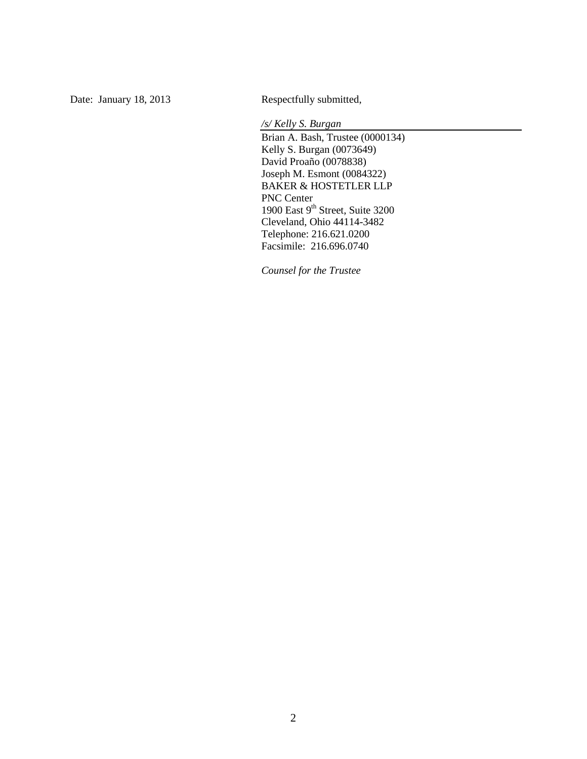Date: January 18, 2013

Respectfully submitted,

*/s/ Kelly S. Burgan*

Brian A. Bash, Trustee (0000134)
Kelly S. Burgan (0073649)
David Proaño (0078838)
Joseph M. Esmont (0084322)
BAKER & HOSTETLER LLP
PNC Center
1900 East 9th Street, Suite 3200
Cleveland, Ohio 44114-3482
Telephone: 216.621.0200
Facsimile: 216.696.0740

*Counsel for the Trustee*